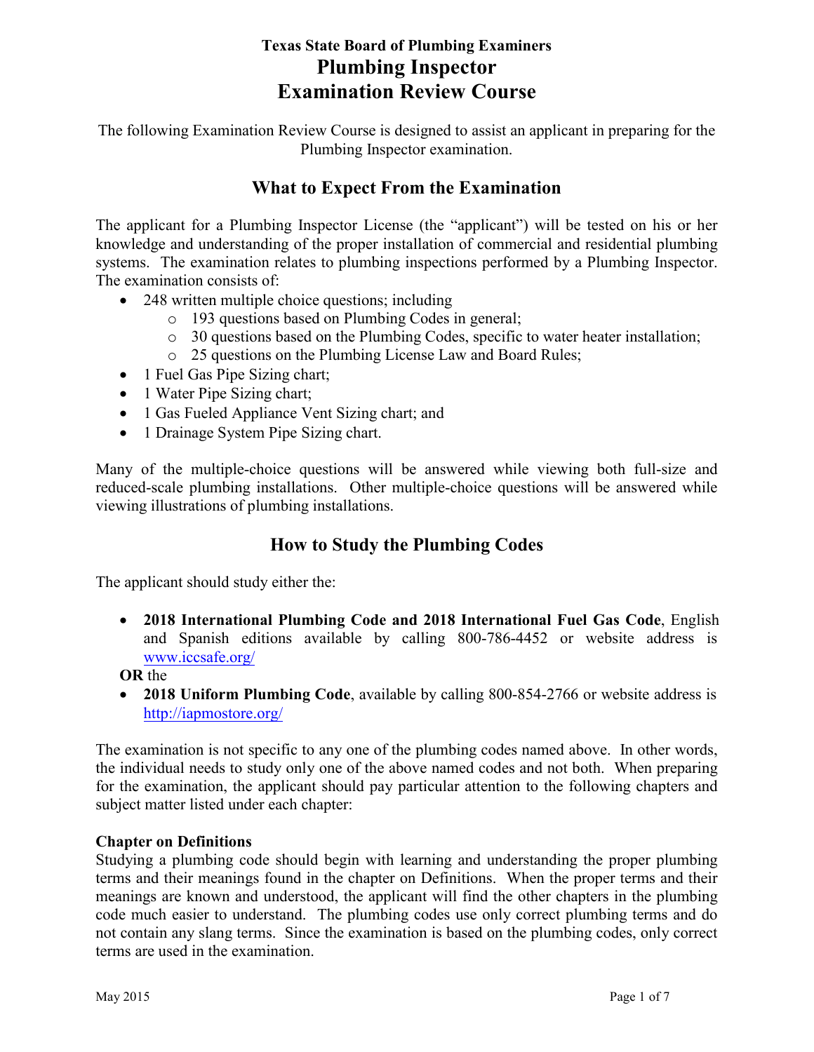# Texas State Board of Plumbing Examiners
# Plumbing Inspector
# Examination Review Course

The following Examination Review Course is designed to assist an applicant in preparing for the Plumbing Inspector examination.

## What to Expect From the Examination

The applicant for a Plumbing Inspector License (the "applicant") will be tested on his or her knowledge and understanding of the proper installation of commercial and residential plumbing systems. The examination relates to plumbing inspections performed by a Plumbing Inspector. The examination consists of:

- 248 written multiple choice questions; including
  - 193 questions based on Plumbing Codes in general;
  - 30 questions based on the Plumbing Codes, specific to water heater installation;
  - 25 questions on the Plumbing License Law and Board Rules;
- 1 Fuel Gas Pipe Sizing chart;
- 1 Water Pipe Sizing chart;
- 1 Gas Fueled Appliance Vent Sizing chart; and
- 1 Drainage System Pipe Sizing chart.

Many of the multiple-choice questions will be answered while viewing both full-size and reduced-scale plumbing installations. Other multiple-choice questions will be answered while viewing illustrations of plumbing installations.

## How to Study the Plumbing Codes

The applicant should study either the:

- **2018 International Plumbing Code and 2018 International Fuel Gas Code**, English and Spanish editions available by calling 800-786-4452 or website address is www.iccsafe.org/

**OR** the

- **2018 Uniform Plumbing Code**, available by calling 800-854-2766 or website address is http://iapmostore.org/

The examination is not specific to any one of the plumbing codes named above. In other words, the individual needs to study only one of the above named codes and not both. When preparing for the examination, the applicant should pay particular attention to the following chapters and subject matter listed under each chapter:

**Chapter on Definitions**
Studying a plumbing code should begin with learning and understanding the proper plumbing terms and their meanings found in the chapter on Definitions. When the proper terms and their meanings are known and understood, the applicant will find the other chapters in the plumbing code much easier to understand. The plumbing codes use only correct plumbing terms and do not contain any slang terms. Since the examination is based on the plumbing codes, only correct terms are used in the examination.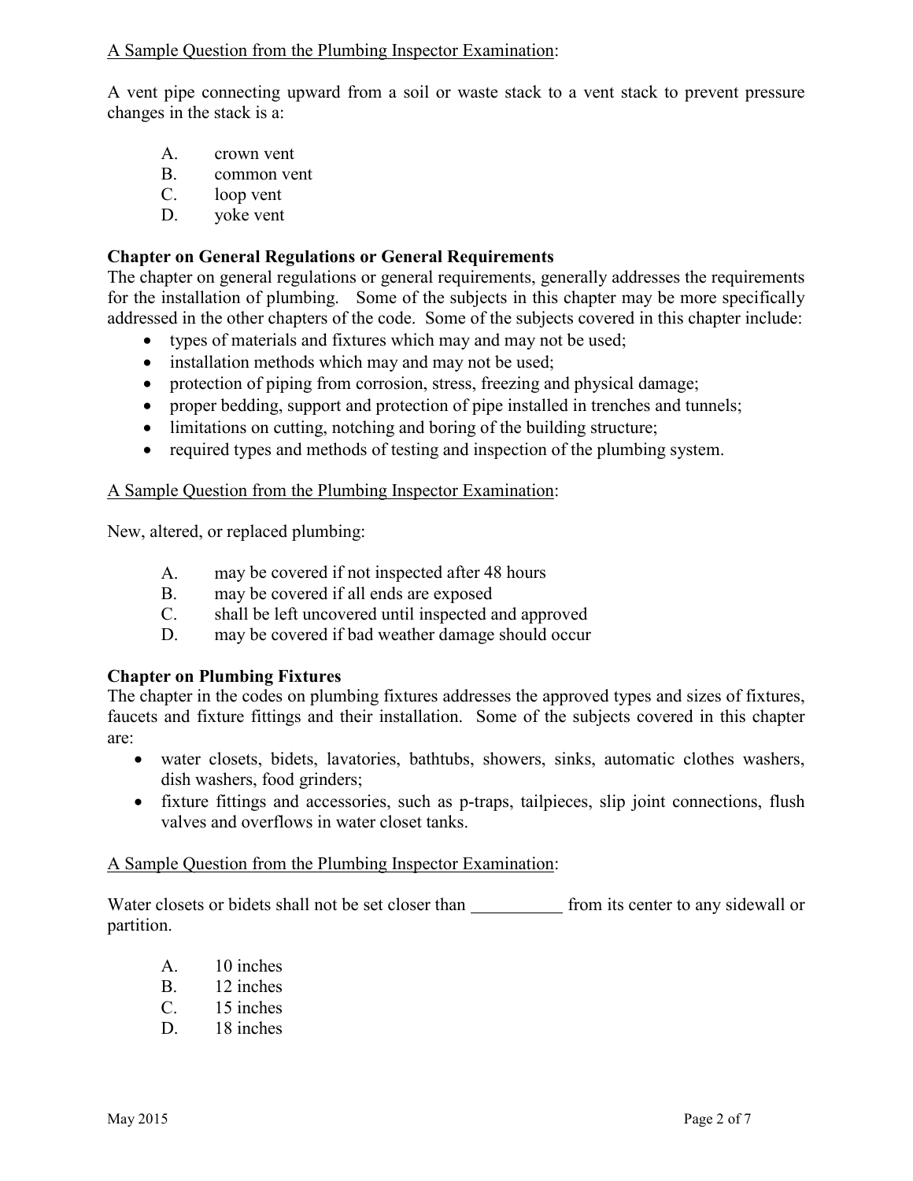A Sample Question from the Plumbing Inspector Examination:

A vent pipe connecting upward from a soil or waste stack to a vent stack to prevent pressure changes in the stack is a:

A. crown vent
B. common vent
C. loop vent
D. yoke vent

**Chapter on General Regulations or General Requirements**

The chapter on general regulations or general requirements, generally addresses the requirements for the installation of plumbing. Some of the subjects in this chapter may be more specifically addressed in the other chapters of the code. Some of the subjects covered in this chapter include:

- types of materials and fixtures which may and may not be used;
- installation methods which may and may not be used;
- protection of piping from corrosion, stress, freezing and physical damage;
- proper bedding, support and protection of pipe installed in trenches and tunnels;
- limitations on cutting, notching and boring of the building structure;
- required types and methods of testing and inspection of the plumbing system.

A Sample Question from the Plumbing Inspector Examination:

New, altered, or replaced plumbing:

A. may be covered if not inspected after 48 hours
B. may be covered if all ends are exposed
C. shall be left uncovered until inspected and approved
D. may be covered if bad weather damage should occur

**Chapter on Plumbing Fixtures**

The chapter in the codes on plumbing fixtures addresses the approved types and sizes of fixtures, faucets and fixture fittings and their installation. Some of the subjects covered in this chapter are:

- water closets, bidets, lavatories, bathtubs, showers, sinks, automatic clothes washers, dish washers, food grinders;
- fixture fittings and accessories, such as p-traps, tailpieces, slip joint connections, flush valves and overflows in water closet tanks.

A Sample Question from the Plumbing Inspector Examination:

Water closets or bidets shall not be set closer than __________ from its center to any sidewall or partition.

A. 10 inches
B. 12 inches
C. 15 inches
D. 18 inches

May 2015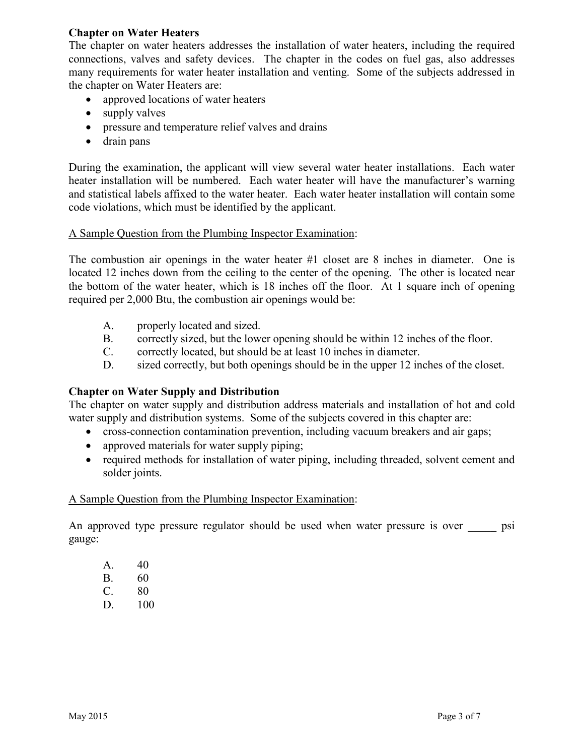## Chapter on Water Heaters

The chapter on water heaters addresses the installation of water heaters, including the required connections, valves and safety devices. The chapter in the codes on fuel gas, also addresses many requirements for water heater installation and venting. Some of the subjects addressed in the chapter on Water Heaters are:

- approved locations of water heaters
- supply valves
- pressure and temperature relief valves and drains
- drain pans

During the examination, the applicant will view several water heater installations. Each water heater installation will be numbered. Each water heater will have the manufacturer's warning and statistical labels affixed to the water heater. Each water heater installation will contain some code violations, which must be identified by the applicant.

<u>A Sample Question from the Plumbing Inspector Examination</u>:

The combustion air openings in the water heater #1 closet are 8 inches in diameter. One is located 12 inches down from the ceiling to the center of the opening. The other is located near the bottom of the water heater, which is 18 inches off the floor. At 1 square inch of opening required per 2,000 Btu, the combustion air openings would be:

A. properly located and sized.
B. correctly sized, but the lower opening should be within 12 inches of the floor.
C. correctly located, but should be at least 10 inches in diameter.
D. sized correctly, but both openings should be in the upper 12 inches of the closet.

## Chapter on Water Supply and Distribution

The chapter on water supply and distribution address materials and installation of hot and cold water supply and distribution systems. Some of the subjects covered in this chapter are:

- cross-connection contamination prevention, including vacuum breakers and air gaps;
- approved materials for water supply piping;
- required methods for installation of water piping, including threaded, solvent cement and solder joints.

<u>A Sample Question from the Plumbing Inspector Examination</u>:

An approved type pressure regulator should be used when water pressure is over _____ psi gauge:

A. 40
B. 60
C. 80
D. 100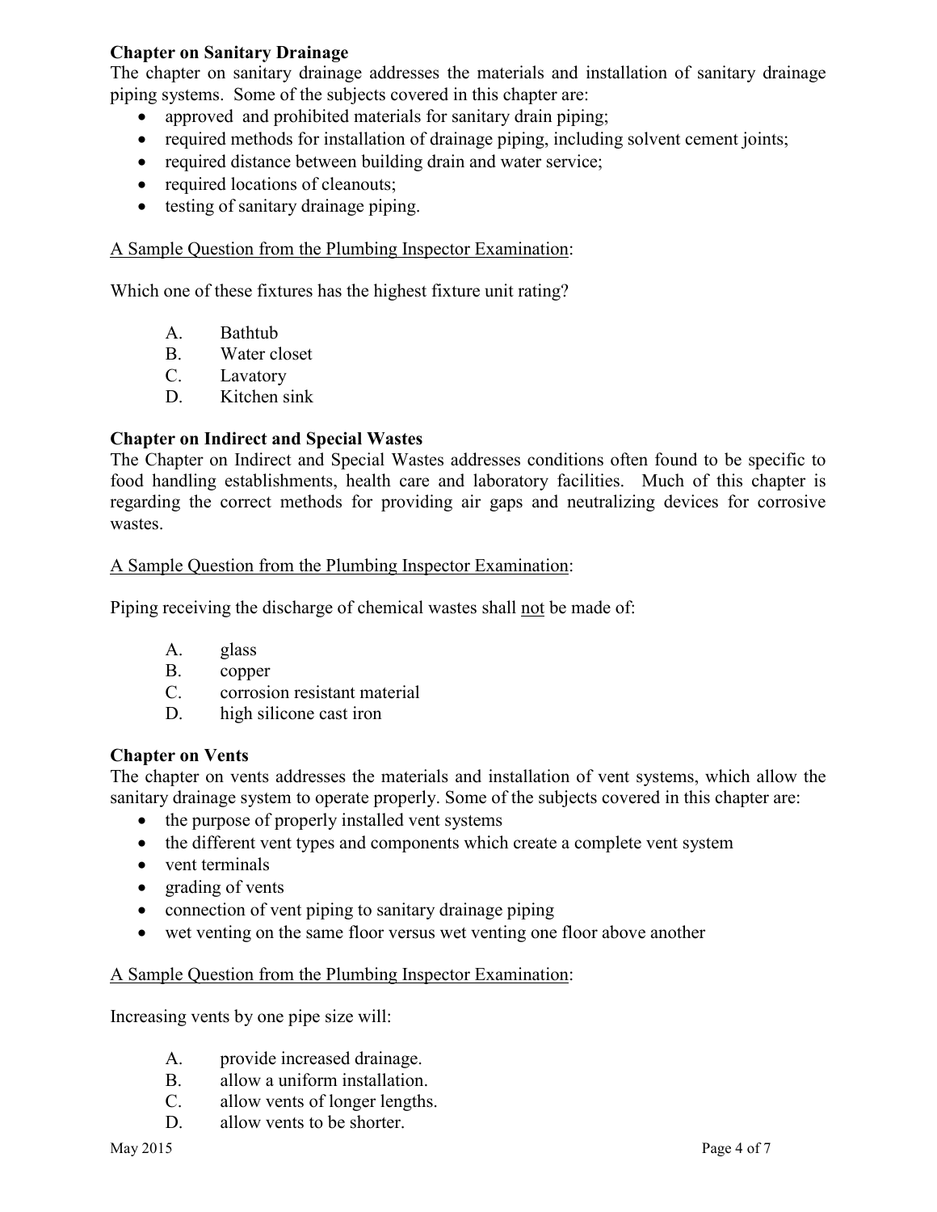**Chapter on Sanitary Drainage**

The chapter on sanitary drainage addresses the materials and installation of sanitary drainage piping systems. Some of the subjects covered in this chapter are:

- approved and prohibited materials for sanitary drain piping;
- required methods for installation of drainage piping, including solvent cement joints;
- required distance between building drain and water service;
- required locations of cleanouts;
- testing of sanitary drainage piping.

<u>A Sample Question from the Plumbing Inspector Examination</u>:

Which one of these fixtures has the highest fixture unit rating?

A. Bathtub
B. Water closet
C. Lavatory
D. Kitchen sink

**Chapter on Indirect and Special Wastes**

The Chapter on Indirect and Special Wastes addresses conditions often found to be specific to food handling establishments, health care and laboratory facilities. Much of this chapter is regarding the correct methods for providing air gaps and neutralizing devices for corrosive wastes.

<u>A Sample Question from the Plumbing Inspector Examination</u>:

Piping receiving the discharge of chemical wastes shall <u>not</u> be made of:

A. glass
B. copper
C. corrosion resistant material
D. high silicone cast iron

**Chapter on Vents**

The chapter on vents addresses the materials and installation of vent systems, which allow the sanitary drainage system to operate properly. Some of the subjects covered in this chapter are:

- the purpose of properly installed vent systems
- the different vent types and components which create a complete vent system
- vent terminals
- grading of vents
- connection of vent piping to sanitary drainage piping
- wet venting on the same floor versus wet venting one floor above another

<u>A Sample Question from the Plumbing Inspector Examination</u>:

Increasing vents by one pipe size will:

A. provide increased drainage.
B. allow a uniform installation.
C. allow vents of longer lengths.
D. allow vents to be shorter.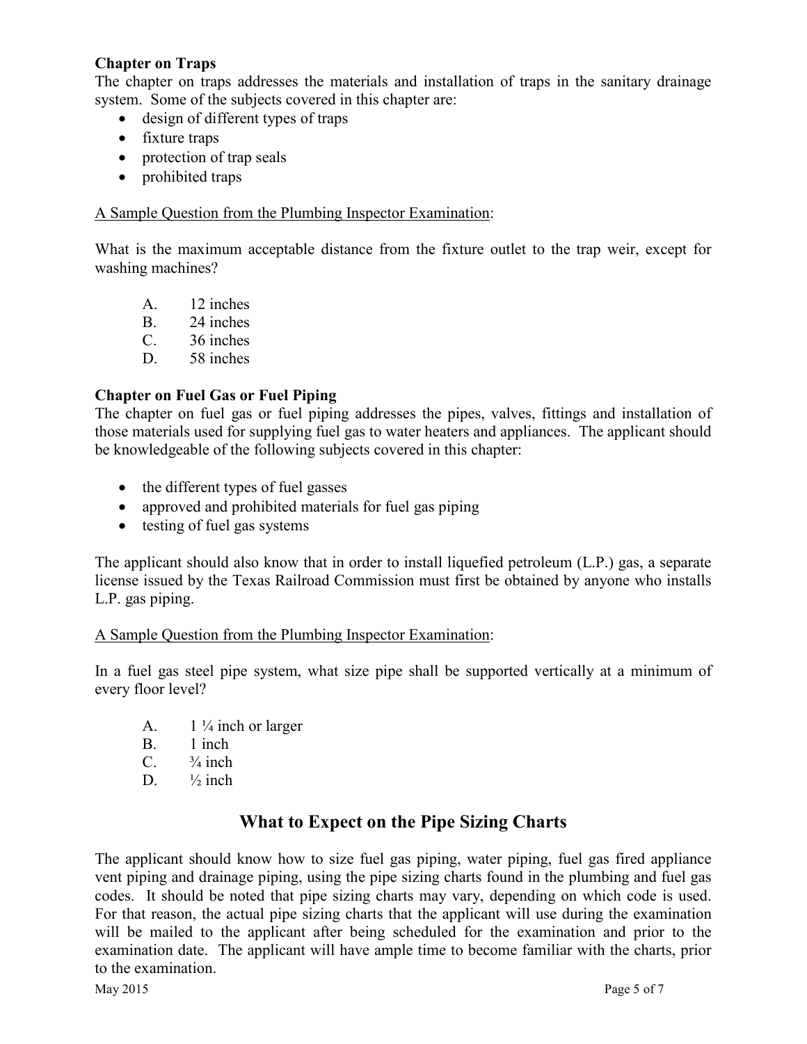**Chapter on Traps**

The chapter on traps addresses the materials and installation of traps in the sanitary drainage system. Some of the subjects covered in this chapter are:

- design of different types of traps
- fixture traps
- protection of trap seals
- prohibited traps

A Sample Question from the Plumbing Inspector Examination:

What is the maximum acceptable distance from the fixture outlet to the trap weir, except for washing machines?

A. 12 inches
B. 24 inches
C. 36 inches
D. 58 inches

**Chapter on Fuel Gas or Fuel Piping**

The chapter on fuel gas or fuel piping addresses the pipes, valves, fittings and installation of those materials used for supplying fuel gas to water heaters and appliances. The applicant should be knowledgeable of the following subjects covered in this chapter:

- the different types of fuel gasses
- approved and prohibited materials for fuel gas piping
- testing of fuel gas systems

The applicant should also know that in order to install liquefied petroleum (L.P.) gas, a separate license issued by the Texas Railroad Commission must first be obtained by anyone who installs L.P. gas piping.

A Sample Question from the Plumbing Inspector Examination:

In a fuel gas steel pipe system, what size pipe shall be supported vertically at a minimum of every floor level?

A. 1 ¼ inch or larger
B. 1 inch
C. ¾ inch
D. ½ inch

## What to Expect on the Pipe Sizing Charts

The applicant should know how to size fuel gas piping, water piping, fuel gas fired appliance vent piping and drainage piping, using the pipe sizing charts found in the plumbing and fuel gas codes. It should be noted that pipe sizing charts may vary, depending on which code is used. For that reason, the actual pipe sizing charts that the applicant will use during the examination will be mailed to the applicant after being scheduled for the examination and prior to the examination date. The applicant will have ample time to become familiar with the charts, prior to the examination.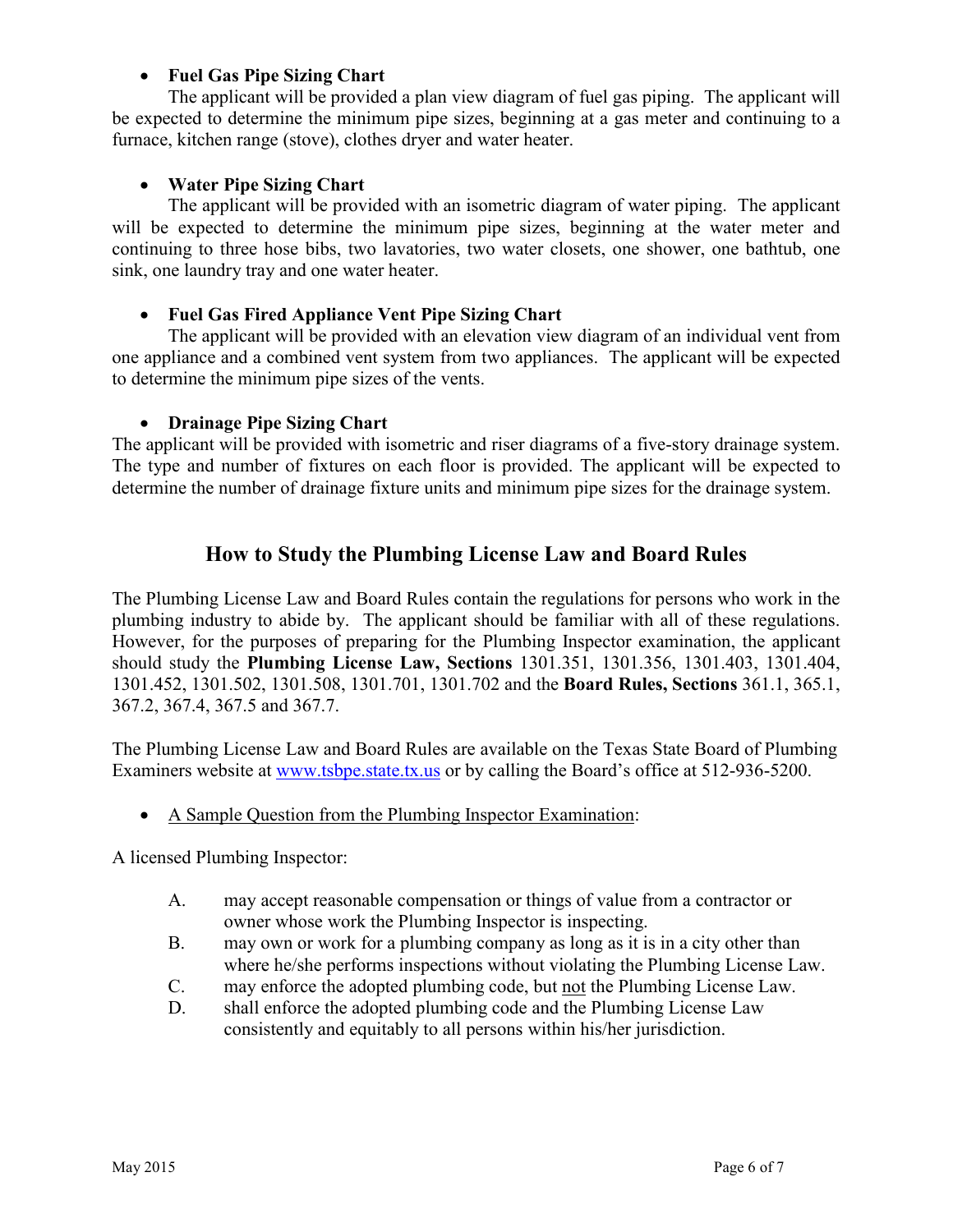- **Fuel Gas Pipe Sizing Chart**

  The applicant will be provided a plan view diagram of fuel gas piping. The applicant will be expected to determine the minimum pipe sizes, beginning at a gas meter and continuing to a furnace, kitchen range (stove), clothes dryer and water heater.

- **Water Pipe Sizing Chart**

  The applicant will be provided with an isometric diagram of water piping. The applicant will be expected to determine the minimum pipe sizes, beginning at the water meter and continuing to three hose bibs, two lavatories, two water closets, one shower, one bathtub, one sink, one laundry tray and one water heater.

- **Fuel Gas Fired Appliance Vent Pipe Sizing Chart**

  The applicant will be provided with an elevation view diagram of an individual vent from one appliance and a combined vent system from two appliances. The applicant will be expected to determine the minimum pipe sizes of the vents.

- **Drainage Pipe Sizing Chart**

  The applicant will be provided with isometric and riser diagrams of a five-story drainage system. The type and number of fixtures on each floor is provided. The applicant will be expected to determine the number of drainage fixture units and minimum pipe sizes for the drainage system.

## How to Study the Plumbing License Law and Board Rules

The Plumbing License Law and Board Rules contain the regulations for persons who work in the plumbing industry to abide by. The applicant should be familiar with all of these regulations. However, for the purposes of preparing for the Plumbing Inspector examination, the applicant should study the **Plumbing License Law, Sections** 1301.351, 1301.356, 1301.403, 1301.404, 1301.452, 1301.502, 1301.508, 1301.701, 1301.702 and the **Board Rules, Sections** 361.1, 365.1, 367.2, 367.4, 367.5 and 367.7.

The Plumbing License Law and Board Rules are available on the Texas State Board of Plumbing Examiners website at www.tsbpe.state.tx.us or by calling the Board's office at 512-936-5200.

- <u>A Sample Question from the Plumbing Inspector Examination</u>:

A licensed Plumbing Inspector:

A. may accept reasonable compensation or things of value from a contractor or owner whose work the Plumbing Inspector is inspecting.

B. may own or work for a plumbing company as long as it is in a city other than where he/she performs inspections without violating the Plumbing License Law.

C. may enforce the adopted plumbing code, but <u>not</u> the Plumbing License Law.

D. shall enforce the adopted plumbing code and the Plumbing License Law consistently and equitably to all persons within his/her jurisdiction.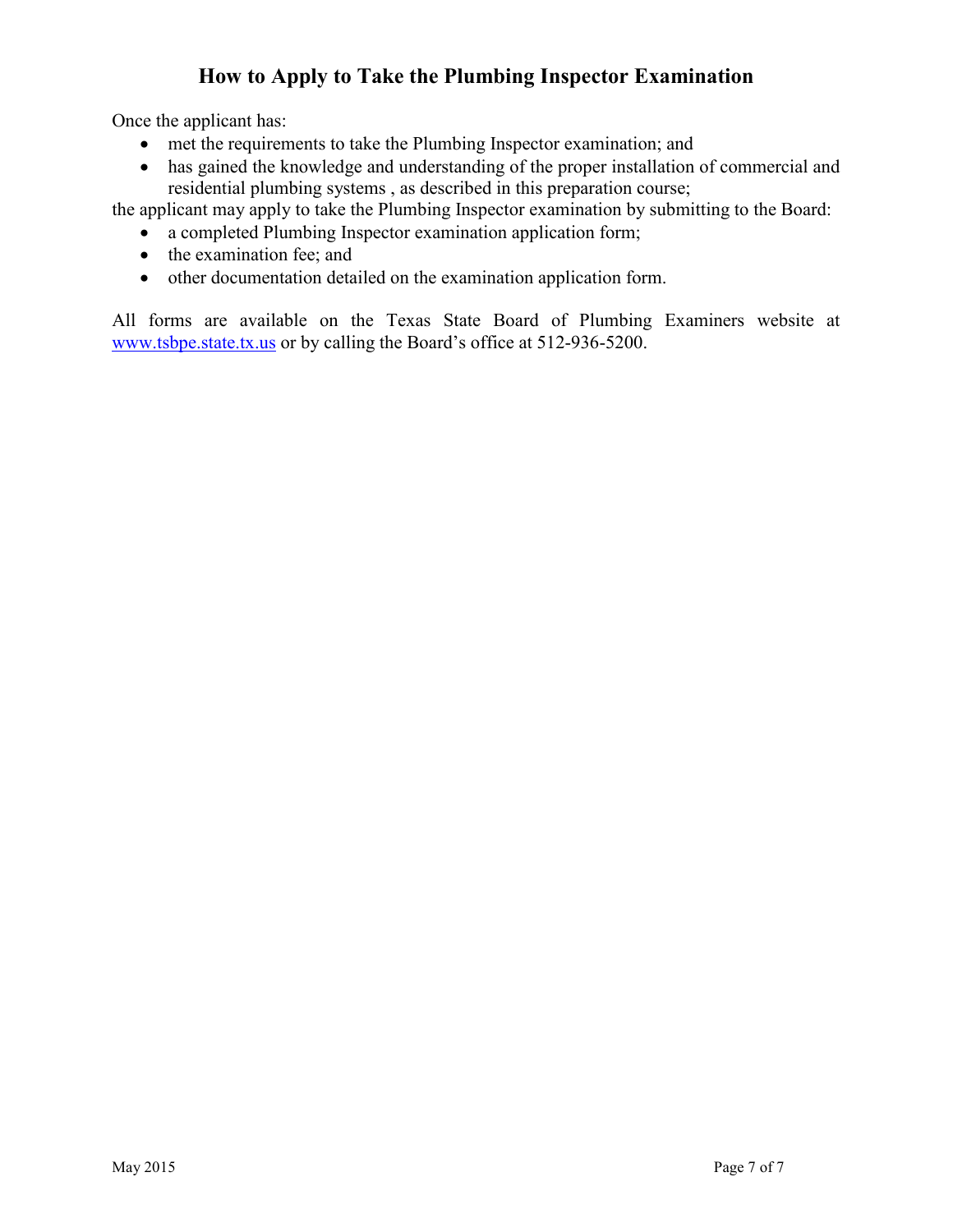## How to Apply to Take the Plumbing Inspector Examination

Once the applicant has:

- met the requirements to take the Plumbing Inspector examination; and
- has gained the knowledge and understanding of the proper installation of commercial and residential plumbing systems , as described in this preparation course;

the applicant may apply to take the Plumbing Inspector examination by submitting to the Board:

- a completed Plumbing Inspector examination application form;
- the examination fee; and
- other documentation detailed on the examination application form.

All forms are available on the Texas State Board of Plumbing Examiners website at www.tsbpe.state.tx.us or by calling the Board's office at 512-936-5200.